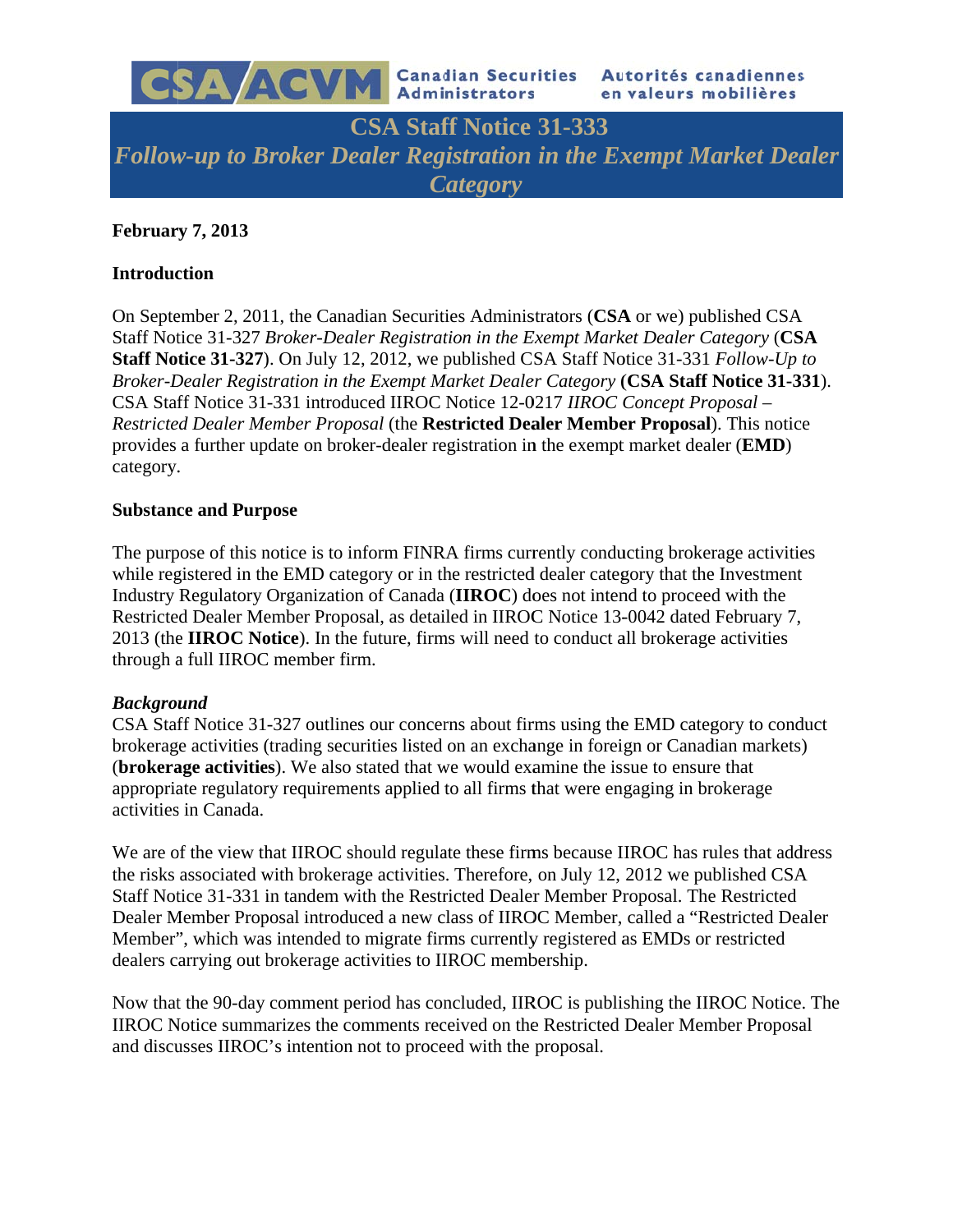CSA/ACVM Canadian Securities Administrators | Autorités canadiennes en valeurs mobilières

# CSA Staff Notice 31-333

## *Follow-up to Broker Dealer Registration in the Exempt Market Dealer Category*

**February 7, 2013**

**Introduction**

On September 2, 2011, the Canadian Securities Administrators (**CSA** or we) published CSA Staff Notice 31-327 *Broker-Dealer Registration in the Exempt Market Dealer Category* (**CSA Staff Notice 31-327**). On July 12, 2012, we published CSA Staff Notice 31-331 *Follow-Up to Broker-Dealer Registration in the Exempt Market Dealer Category* (**CSA Staff Notice 31-331**). CSA Staff Notice 31-331 introduced IIROC Notice 12-0217 *IIROC Concept Proposal – Restricted Dealer Member Proposal* (the **Restricted Dealer Member Proposal**). This notice provides a further update on broker-dealer registration in the exempt market dealer (**EMD**) category.

**Substance and Purpose**

The purpose of this notice is to inform FINRA firms currently conducting brokerage activities while registered in the EMD category or in the restricted dealer category that the Investment Industry Regulatory Organization of Canada (**IIROC**) does not intend to proceed with the Restricted Dealer Member Proposal, as detailed in IIROC Notice 13-0042 dated February 7, 2013 (the **IIROC Notice**). In the future, firms will need to conduct all brokerage activities through a full IIROC member firm.

***Background***

CSA Staff Notice 31-327 outlines our concerns about firms using the EMD category to conduct brokerage activities (trading securities listed on an exchange in foreign or Canadian markets) (**brokerage activities**). We also stated that we would examine the issue to ensure that appropriate regulatory requirements applied to all firms that were engaging in brokerage activities in Canada.

We are of the view that IIROC should regulate these firms because IIROC has rules that address the risks associated with brokerage activities. Therefore, on July 12, 2012 we published CSA Staff Notice 31-331 in tandem with the Restricted Dealer Member Proposal. The Restricted Dealer Member Proposal introduced a new class of IIROC Member, called a "Restricted Dealer Member", which was intended to migrate firms currently registered as EMDs or restricted dealers carrying out brokerage activities to IIROC membership.

Now that the 90-day comment period has concluded, IIROC is publishing the IIROC Notice. The IIROC Notice summarizes the comments received on the Restricted Dealer Member Proposal and discusses IIROC's intention not to proceed with the proposal.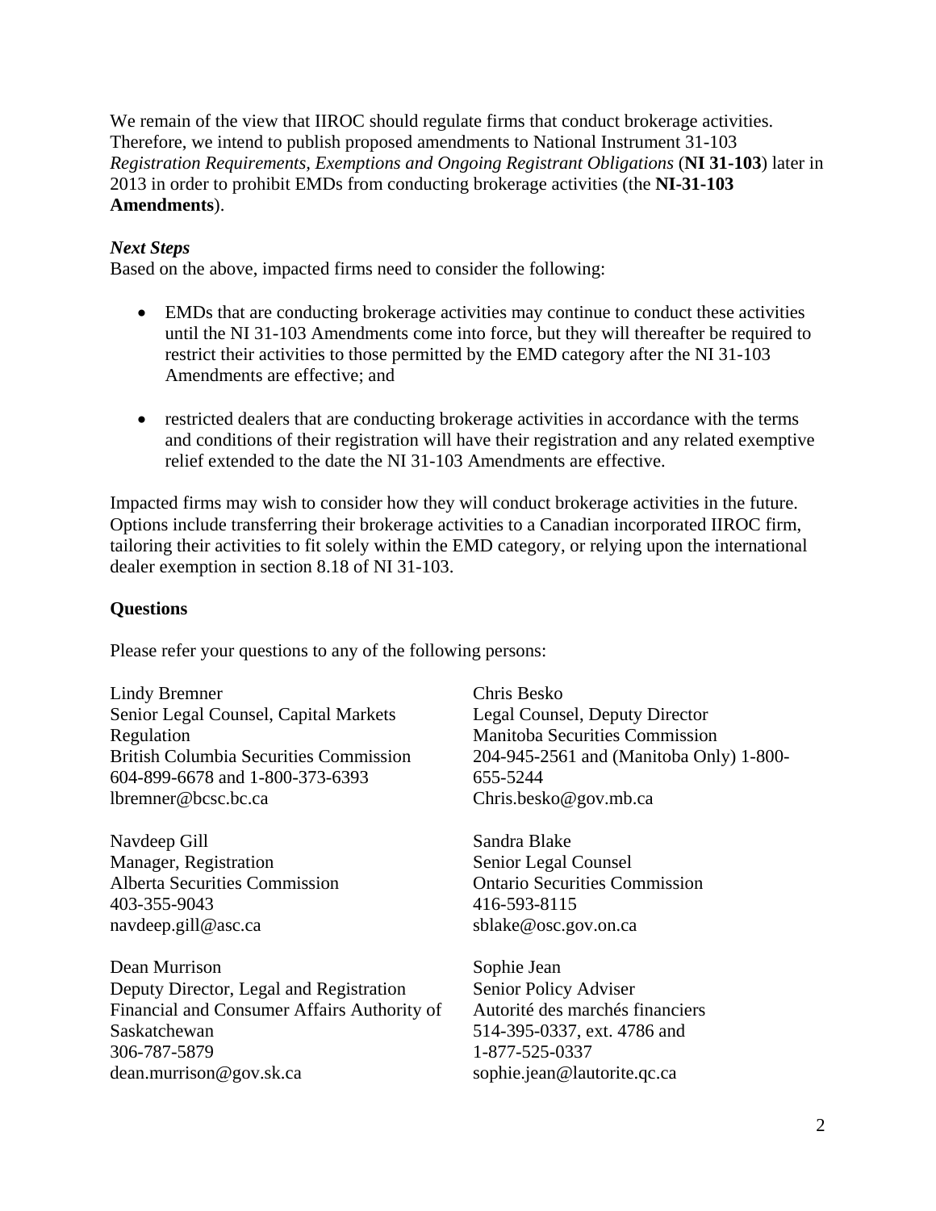We remain of the view that IIROC should regulate firms that conduct brokerage activities. Therefore, we intend to publish proposed amendments to National Instrument 31-103 *Registration Requirements, Exemptions and Ongoing Registrant Obligations* (**NI 31-103**) later in 2013 in order to prohibit EMDs from conducting brokerage activities (the **NI-31-103 Amendments**).

***Next Steps***

Based on the above, impacted firms need to consider the following:

- EMDs that are conducting brokerage activities may continue to conduct these activities until the NI 31-103 Amendments come into force, but they will thereafter be required to restrict their activities to those permitted by the EMD category after the NI 31-103 Amendments are effective; and

- restricted dealers that are conducting brokerage activities in accordance with the terms and conditions of their registration will have their registration and any related exemptive relief extended to the date the NI 31-103 Amendments are effective.

Impacted firms may wish to consider how they will conduct brokerage activities in the future. Options include transferring their brokerage activities to a Canadian incorporated IIROC firm, tailoring their activities to fit solely within the EMD category, or relying upon the international dealer exemption in section 8.18 of NI 31-103.

**Questions**

Please refer your questions to any of the following persons:

Lindy Bremner
Senior Legal Counsel, Capital Markets Regulation
British Columbia Securities Commission
604-899-6678 and 1-800-373-6393
lbremner@bcsc.bc.ca

Navdeep Gill
Manager, Registration
Alberta Securities Commission
403-355-9043
navdeep.gill@asc.ca

Dean Murrison
Deputy Director, Legal and Registration
Financial and Consumer Affairs Authority of Saskatchewan
306-787-5879
dean.murrison@gov.sk.ca

Chris Besko
Legal Counsel, Deputy Director
Manitoba Securities Commission
204-945-2561 and (Manitoba Only) 1-800-655-5244
Chris.besko@gov.mb.ca

Sandra Blake
Senior Legal Counsel
Ontario Securities Commission
416-593-8115
sblake@osc.gov.on.ca

Sophie Jean
Senior Policy Adviser
Autorité des marchés financiers
514-395-0337, ext. 4786 and
1-877-525-0337
sophie.jean@lautorite.qc.ca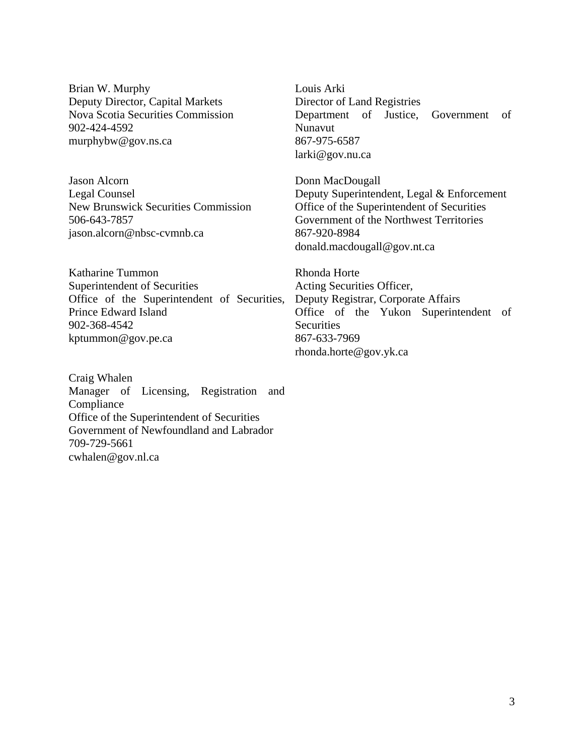Brian W. Murphy
Deputy Director, Capital Markets
Nova Scotia Securities Commission
902-424-4592
murphybw@gov.ns.ca

Jason Alcorn
Legal Counsel
New Brunswick Securities Commission
506-643-7857
jason.alcorn@nbsc-cvmnb.ca

Katharine Tummon
Superintendent of Securities
Office of the Superintendent of Securities, Prince Edward Island
902-368-4542
kptummon@gov.pe.ca

Craig Whalen
Manager of Licensing, Registration and Compliance
Office of the Superintendent of Securities
Government of Newfoundland and Labrador
709-729-5661
cwhalen@gov.nl.ca

Louis Arki
Director of Land Registries
Department of Justice, Government of Nunavut
867-975-6587
larki@gov.nu.ca

Donn MacDougall
Deputy Superintendent, Legal & Enforcement
Office of the Superintendent of Securities
Government of the Northwest Territories
867-920-8984
donald.macdougall@gov.nt.ca

Rhonda Horte
Acting Securities Officer,
Deputy Registrar, Corporate Affairs
Office of the Yukon Superintendent of Securities
867-633-7969
rhonda.horte@gov.yk.ca